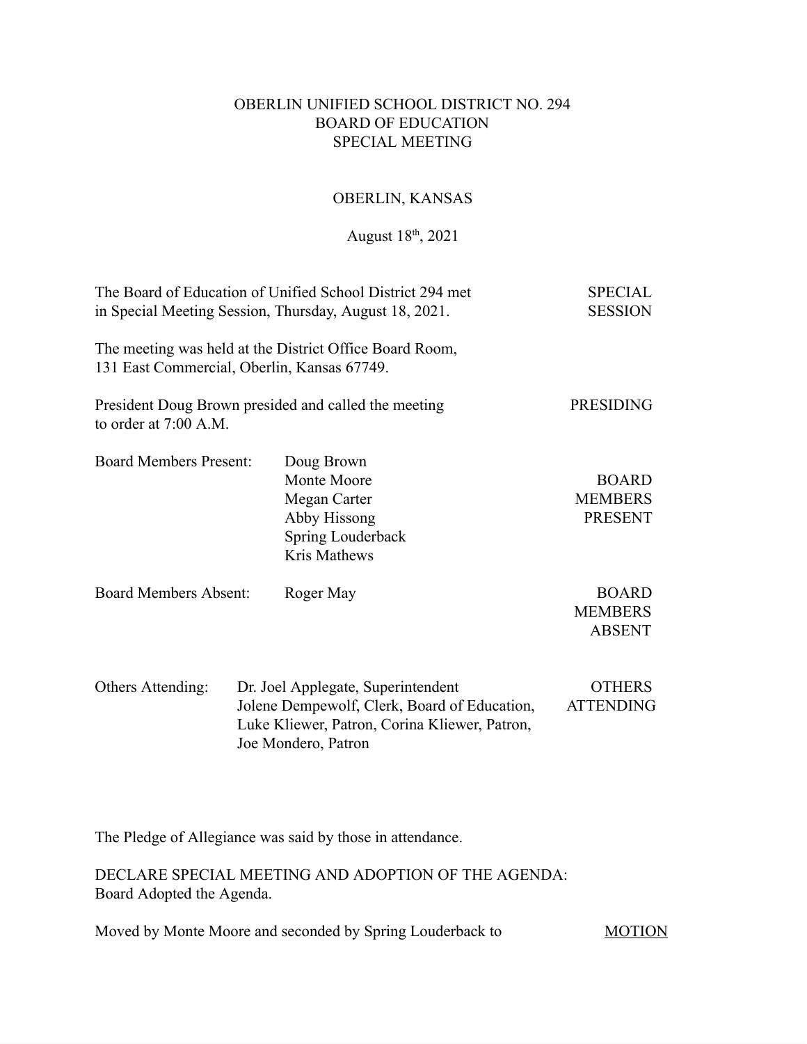OBERLIN UNIFIED SCHOOL DISTRICT NO. 294
BOARD OF EDUCATION
SPECIAL MEETING

OBERLIN, KANSAS

August 18th, 2021

The Board of Education of Unified School District 294 met in Special Meeting Session, Thursday, August 18, 2021. — SPECIAL SESSION

The meeting was held at the District Office Board Room, 131 East Commercial, Oberlin, Kansas 67749.

President Doug Brown presided and called the meeting to order at 7:00 A.M. — PRESIDING

BOARD MEMBERS PRESENT

Board Members Present:
- Doug Brown
- Monte Moore
- Megan Carter
- Abby Hissong
- Spring Louderback
- Kris Mathews

BOARD MEMBERS ABSENT

Board Members Absent: Roger May

OTHERS ATTENDING

Others Attending: Dr. Joel Applegate, Superintendent
Jolene Dempewolf, Clerk, Board of Education,
Luke Kliewer, Patron, Corina Kliewer, Patron,
Joe Mondero, Patron

The Pledge of Allegiance was said by those in attendance.

DECLARE SPECIAL MEETING AND ADOPTION OF THE AGENDA:
Board Adopted the Agenda.

Moved by Monte Moore and seconded by Spring Louderback to — MOTION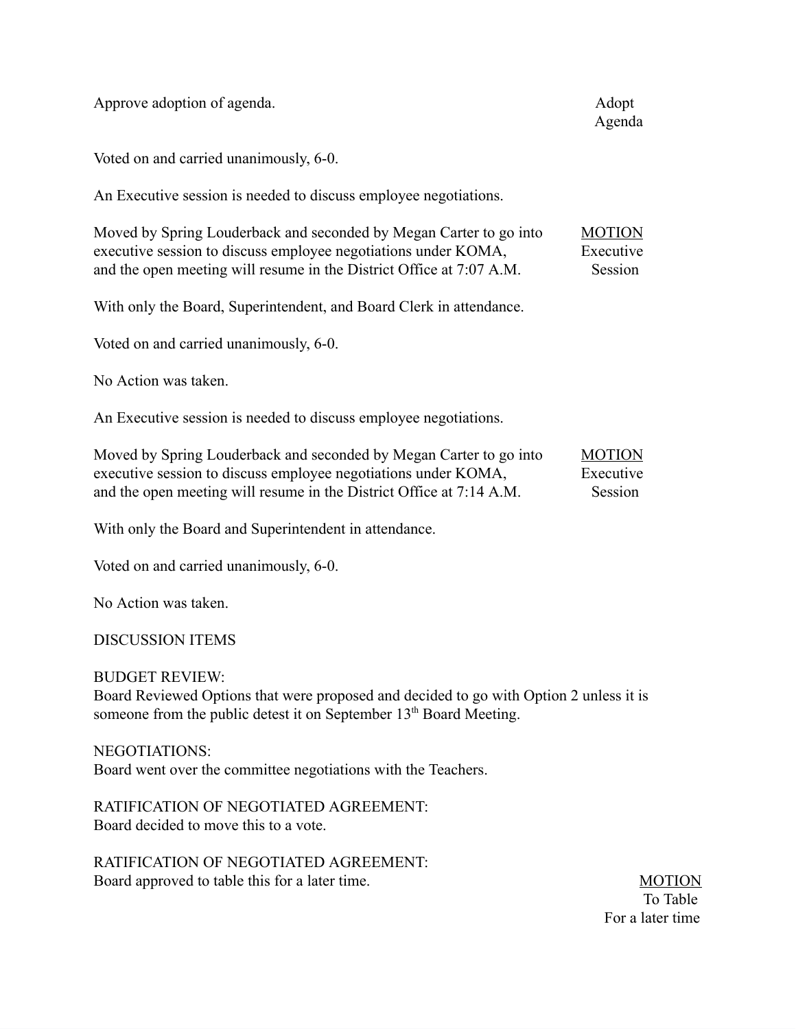Approve adoption of agenda. Adopt Agenda

Voted on and carried unanimously, 6-0.

An Executive session is needed to discuss employee negotiations.

Moved by Spring Louderback and seconded by Megan Carter to go into executive session to discuss employee negotiations under KOMA, and the open meeting will resume in the District Office at 7:07 A.M. MOTION Executive Session

With only the Board, Superintendent, and Board Clerk in attendance.

Voted on and carried unanimously, 6-0.

No Action was taken.

An Executive session is needed to discuss employee negotiations.

Moved by Spring Louderback and seconded by Megan Carter to go into executive session to discuss employee negotiations under KOMA, and the open meeting will resume in the District Office at 7:14 A.M. MOTION Executive Session

With only the Board and Superintendent in attendance.

Voted on and carried unanimously, 6-0.

No Action was taken.

DISCUSSION ITEMS

BUDGET REVIEW:
Board Reviewed Options that were proposed and decided to go with Option 2 unless it is someone from the public detest it on September 13th Board Meeting.

NEGOTIATIONS:
Board went over the committee negotiations with the Teachers.

RATIFICATION OF NEGOTIATED AGREEMENT:
Board decided to move this to a vote.

RATIFICATION OF NEGOTIATED AGREEMENT:
Board approved to table this for a later time. MOTION To Table For a later time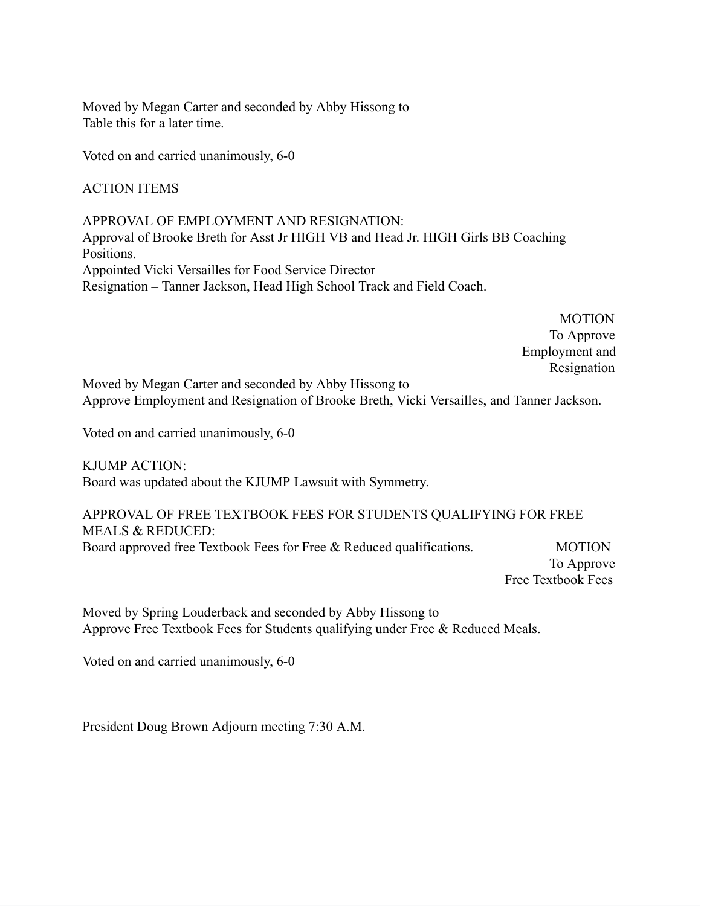Moved by Megan Carter and seconded by Abby Hissong to
Table this for a later time.

Voted on and carried unanimously, 6-0

ACTION ITEMS

APPROVAL OF EMPLOYMENT AND RESIGNATION:
Approval of Brooke Breth for Asst Jr HIGH VB and Head Jr. HIGH Girls BB Coaching Positions.
Appointed Vicki Versailles for Food Service Director
Resignation – Tanner Jackson, Head High School Track and Field Coach.

MOTION
To Approve
Employment and
Resignation

Moved by Megan Carter and seconded by Abby Hissong to
Approve Employment and Resignation of Brooke Breth, Vicki Versailles, and Tanner Jackson.

Voted on and carried unanimously, 6-0

KJUMP ACTION:
Board was updated about the KJUMP Lawsuit with Symmetry.

APPROVAL OF FREE TEXTBOOK FEES FOR STUDENTS QUALIFYING FOR FREE MEALS & REDUCED:
Board approved free Textbook Fees for Free & Reduced qualifications.

MOTION
To Approve
Free Textbook Fees

Moved by Spring Louderback and seconded by Abby Hissong to
Approve Free Textbook Fees for Students qualifying under Free & Reduced Meals.

Voted on and carried unanimously, 6-0

President Doug Brown Adjourn meeting 7:30 A.M.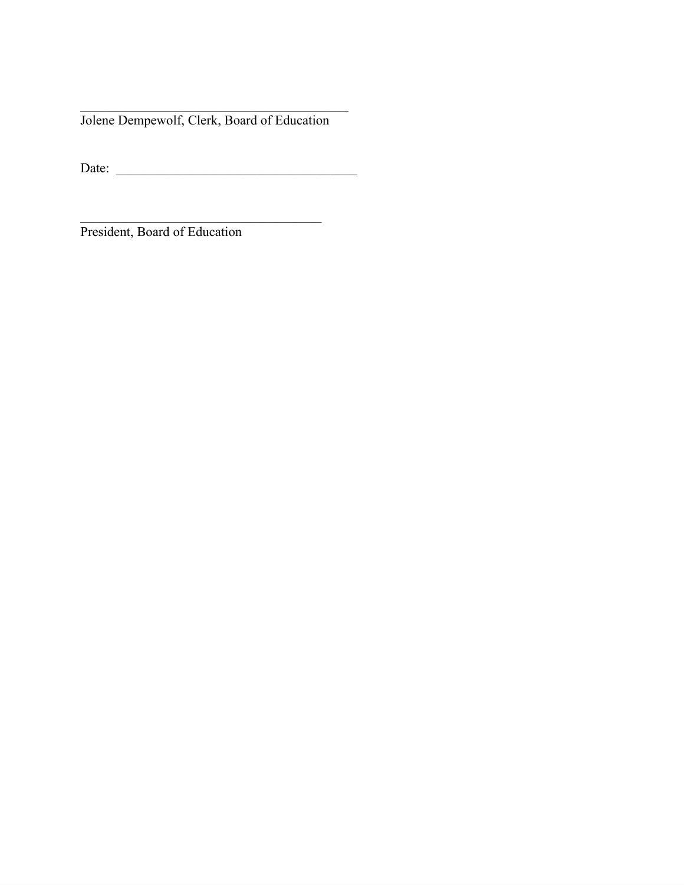\_\_\_\_\_\_\_\_\_\_\_\_\_\_\_\_\_\_\_\_\_\_\_\_\_\_\_\_\_\_\_\_\_\_\_\_\_\_\_\_
Jolene Dempewolf, Clerk, Board of Education

Date: \_\_\_\_\_\_\_\_\_\_\_\_\_\_\_\_\_\_\_\_\_\_\_\_\_\_\_\_\_\_\_\_\_\_\_\_

\_\_\_\_\_\_\_\_\_\_\_\_\_\_\_\_\_\_\_\_\_\_\_\_\_\_\_\_\_\_\_\_\_\_\_\_
President, Board of Education